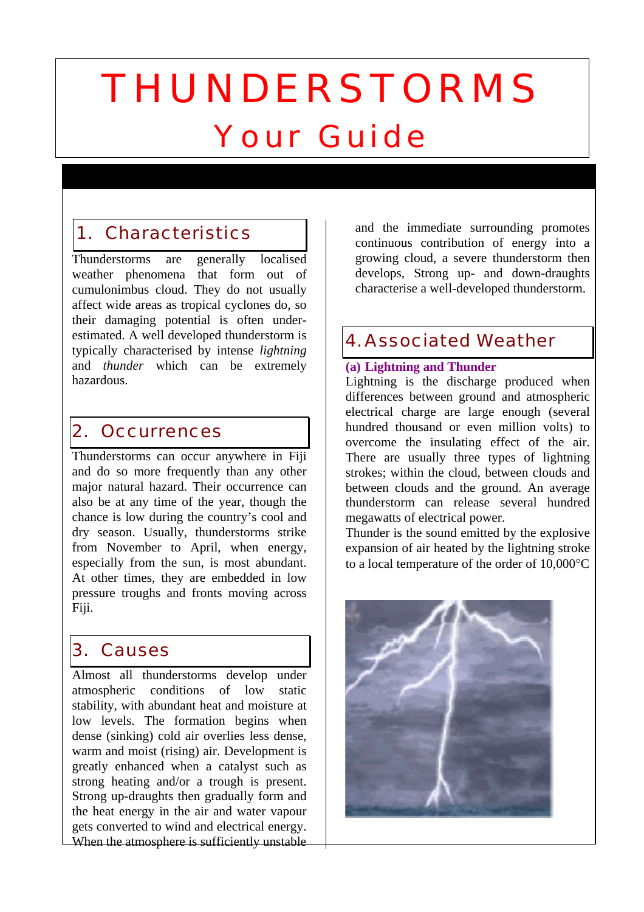# THUNDERSTORMS

## Your Guide

## 1. Characteristics

Thunderstorms are generally localised weather phenomena that form out of cumulonimbus cloud. They do not usually affect wide areas as tropical cyclones do, so their damaging potential is often under-estimated. A well developed thunderstorm is typically characterised by intense *lightning* and *thunder* which can be extremely hazardous.

## 2. Occurrences

Thunderstorms can occur anywhere in Fiji and do so more frequently than any other major natural hazard. Their occurrence can also be at any time of the year, though the chance is low during the country's cool and dry season. Usually, thunderstorms strike from November to April, when energy, especially from the sun, is most abundant. At other times, they are embedded in low pressure troughs and fronts moving across Fiji.

## 3. Causes

Almost all thunderstorms develop under atmospheric conditions of low static stability, with abundant heat and moisture at low levels. The formation begins when dense (sinking) cold air overlies less dense, warm and moist (rising) air. Development is greatly enhanced when a catalyst such as strong heating and/or a trough is present. Strong up-draughts then gradually form and the heat energy in the air and water vapour gets converted to wind and electrical energy. When the atmosphere is sufficiently unstable and the immediate surrounding promotes continuous contribution of energy into a growing cloud, a severe thunderstorm then develops, Strong up- and down-draughts characterise a well-developed thunderstorm.

## 4. Associated Weather

**(a) Lightning and Thunder**

Lightning is the discharge produced when differences between ground and atmospheric electrical charge are large enough (several hundred thousand or even million volts) to overcome the insulating effect of the air. There are usually three types of lightning strokes; within the cloud, between clouds and between clouds and the ground. An average thunderstorm can release several hundred megawatts of electrical power.

Thunder is the sound emitted by the explosive expansion of air heated by the lightning stroke to a local temperature of the order of 10,000°C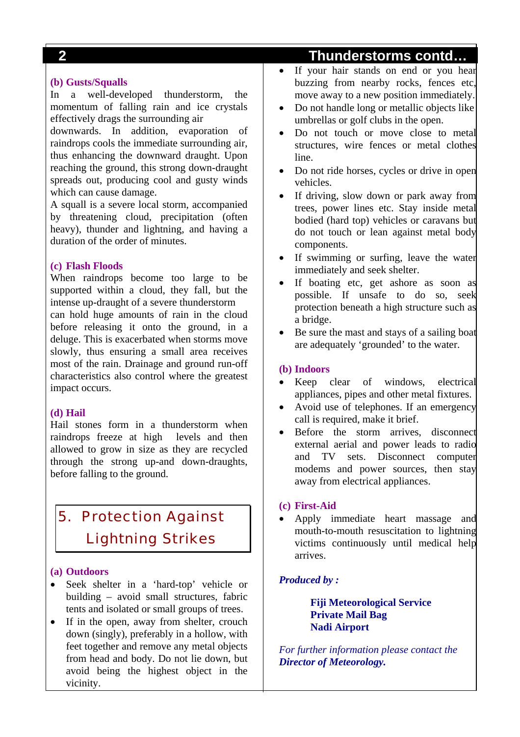## Thunderstorms contd…

### (b) Gusts/Squalls

In a well-developed thunderstorm, the momentum of falling rain and ice crystals effectively drags the surrounding air downwards. In addition, evaporation of raindrops cools the immediate surrounding air, thus enhancing the downward draught. Upon reaching the ground, this strong down-draught spreads out, producing cool and gusty winds which can cause damage.

A squall is a severe local storm, accompanied by threatening cloud, precipitation (often heavy), thunder and lightning, and having a duration of the order of minutes.

### (c) Flash Floods

When raindrops become too large to be supported within a cloud, they fall, but the intense up-draught of a severe thunderstorm can hold huge amounts of rain in the cloud before releasing it onto the ground, in a deluge. This is exacerbated when storms move slowly, thus ensuring a small area receives most of the rain. Drainage and ground run-off characteristics also control where the greatest impact occurs.

### (d) Hail

Hail stones form in a thunderstorm when raindrops freeze at high levels and then allowed to grow in size as they are recycled through the strong up-and down-draughts, before falling to the ground.

## 5. Protection Against Lightning Strikes

### (a) Outdoors

- Seek shelter in a 'hard-top' vehicle or building – avoid small structures, fabric tents and isolated or small groups of trees.
- If in the open, away from shelter, crouch down (singly), preferably in a hollow, with feet together and remove any metal objects from head and body. Do not lie down, but avoid being the highest object in the vicinity.
- If your hair stands on end or you hear buzzing from nearby rocks, fences etc, move away to a new position immediately.
- Do not handle long or metallic objects like umbrellas or golf clubs in the open.
- Do not touch or move close to metal structures, wire fences or metal clothes line.
- Do not ride horses, cycles or drive in open vehicles.
- If driving, slow down or park away from trees, power lines etc. Stay inside metal bodied (hard top) vehicles or caravans but do not touch or lean against metal body components.
- If swimming or surfing, leave the water immediately and seek shelter.
- If boating etc, get ashore as soon as possible. If unsafe to do so, seek protection beneath a high structure such as a bridge.
- Be sure the mast and stays of a sailing boat are adequately 'grounded' to the water.

### (b) Indoors

- Keep clear of windows, electrical appliances, pipes and other metal fixtures.
- Avoid use of telephones. If an emergency call is required, make it brief.
- Before the storm arrives, disconnect external aerial and power leads to radio and TV sets. Disconnect computer modems and power sources, then stay away from electrical appliances.

### (c) First-Aid

- Apply immediate heart massage and mouth-to-mouth resuscitation to lightning victims continuously until medical help arrives.

***Produced by :***

**Fiji Meteorological Service**
**Private Mail Bag**
**Nadi Airport**

*For further information please contact the* ***Director of Meteorology.***